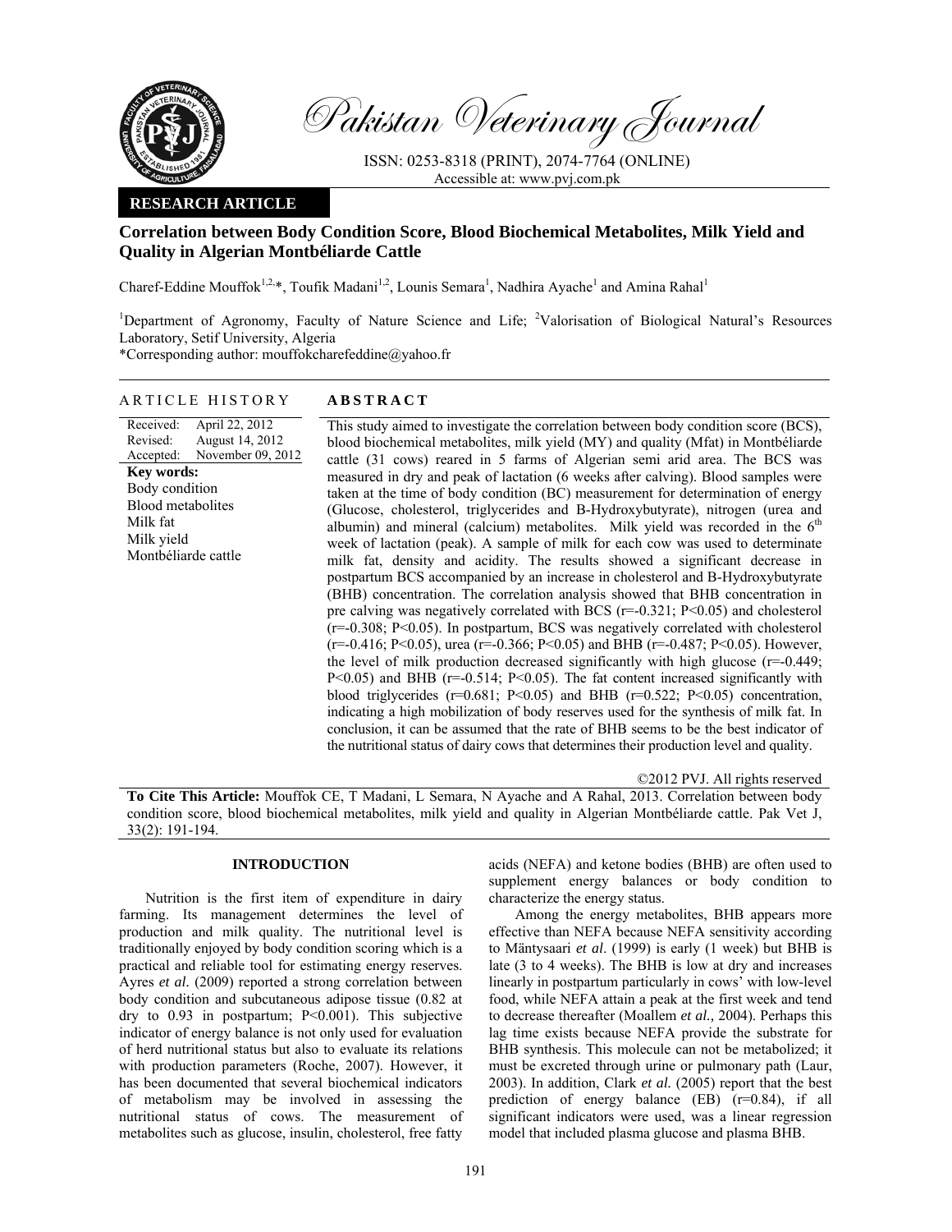Pakistan Veterinary Journal

ISSN: 0253-8318 (PRINT), 2074-7764 (ONLINE)
Accessible at: www.pvj.com.pk

**RESEARCH ARTICLE**

# Correlation between Body Condition Score, Blood Biochemical Metabolites, Milk Yield and Quality in Algerian Montbéliarde Cattle

Charef-Eddine Mouffok[1,2,*], Toufik Madani[1,2], Lounis Semara[1], Nadhira Ayache[1] and Amina Rahal[1]

[1]Department of Agronomy, Faculty of Nature Science and Life; [2]Valorisation of Biological Natural's Resources Laboratory, Setif University, Algeria
*Corresponding author: mouffokcharefeddine@yahoo.fr

## ARTICLE HISTORY

Received: April 22, 2012
Revised: August 14, 2012
Accepted: November 09, 2012

**Key words:**
Body condition
Blood metabolites
Milk fat
Milk yield
Montbéliarde cattle

## ABSTRACT

This study aimed to investigate the correlation between body condition score (BCS), blood biochemical metabolites, milk yield (MY) and quality (Mfat) in Montbéliarde cattle (31 cows) reared in 5 farms of Algerian semi arid area. The BCS was measured in dry and peak of lactation (6 weeks after calving). Blood samples were taken at the time of body condition (BC) measurement for determination of energy (Glucose, cholesterol, triglycerides and B-Hydroxybutyrate), nitrogen (urea and albumin) and mineral (calcium) metabolites. Milk yield was recorded in the 6th week of lactation (peak). A sample of milk for each cow was used to determinate milk fat, density and acidity. The results showed a significant decrease in postpartum BCS accompanied by an increase in cholesterol and B-Hydroxybutyrate (BHB) concentration. The correlation analysis showed that BHB concentration in pre calving was negatively correlated with BCS ($r=-0.321$; $P<0.05$) and cholesterol ($r=-0.308$; $P<0.05$). In postpartum, BCS was negatively correlated with cholesterol ($r=-0.416$; $P<0.05$), urea ($r=-0.366$; $P<0.05$) and BHB ($r=-0.487$; $P<0.05$). However, the level of milk production decreased significantly with high glucose ($r=-0.449$; $P<0.05$) and BHB ($r=-0.514$; $P<0.05$). The fat content increased significantly with blood triglycerides ($r=0.681$; $P<0.05$) and BHB ($r=0.522$; $P<0.05$) concentration, indicating a high mobilization of body reserves used for the synthesis of milk fat. In conclusion, it can be assumed that the rate of BHB seems to be the best indicator of the nutritional status of dairy cows that determines their production level and quality.

©2012 PVJ. All rights reserved

**To Cite This Article:** Mouffok CE, T Madani, L Semara, N Ayache and A Rahal, 2013. Correlation between body condition score, blood biochemical metabolites, milk yield and quality in Algerian Montbéliarde cattle. Pak Vet J, 33(2): 191-194.

## INTRODUCTION

Nutrition is the first item of expenditure in dairy farming. Its management determines the level of production and milk quality. The nutritional level is traditionally enjoyed by body condition scoring which is a practical and reliable tool for estimating energy reserves. Ayres *et al.* (2009) reported a strong correlation between body condition and subcutaneous adipose tissue (0.82 at dry to 0.93 in postpartum; $P<0.001$). This subjective indicator of energy balance is not only used for evaluation of herd nutritional status but also to evaluate its relations with production parameters (Roche, 2007). However, it has been documented that several biochemical indicators of metabolism may be involved in assessing the nutritional status of cows. The measurement of metabolites such as glucose, insulin, cholesterol, free fatty acids (NEFA) and ketone bodies (BHB) are often used to supplement energy balances or body condition to characterize the energy status.

Among the energy metabolites, BHB appears more effective than NEFA because NEFA sensitivity according to Mäntysaari *et al*. (1999) is early (1 week) but BHB is late (3 to 4 weeks). The BHB is low at dry and increases linearly in postpartum particularly in cows' with low-level food, while NEFA attain a peak at the first week and tend to decrease thereafter (Moallem *et al.,* 2004). Perhaps this lag time exists because NEFA provide the substrate for BHB synthesis. This molecule can not be metabolized; it must be excreted through urine or pulmonary path (Laur, 2003). In addition, Clark *et al.* (2005) report that the best prediction of energy balance (EB) ($r=0.84$), if all significant indicators were used, was a linear regression model that included plasma glucose and plasma BHB.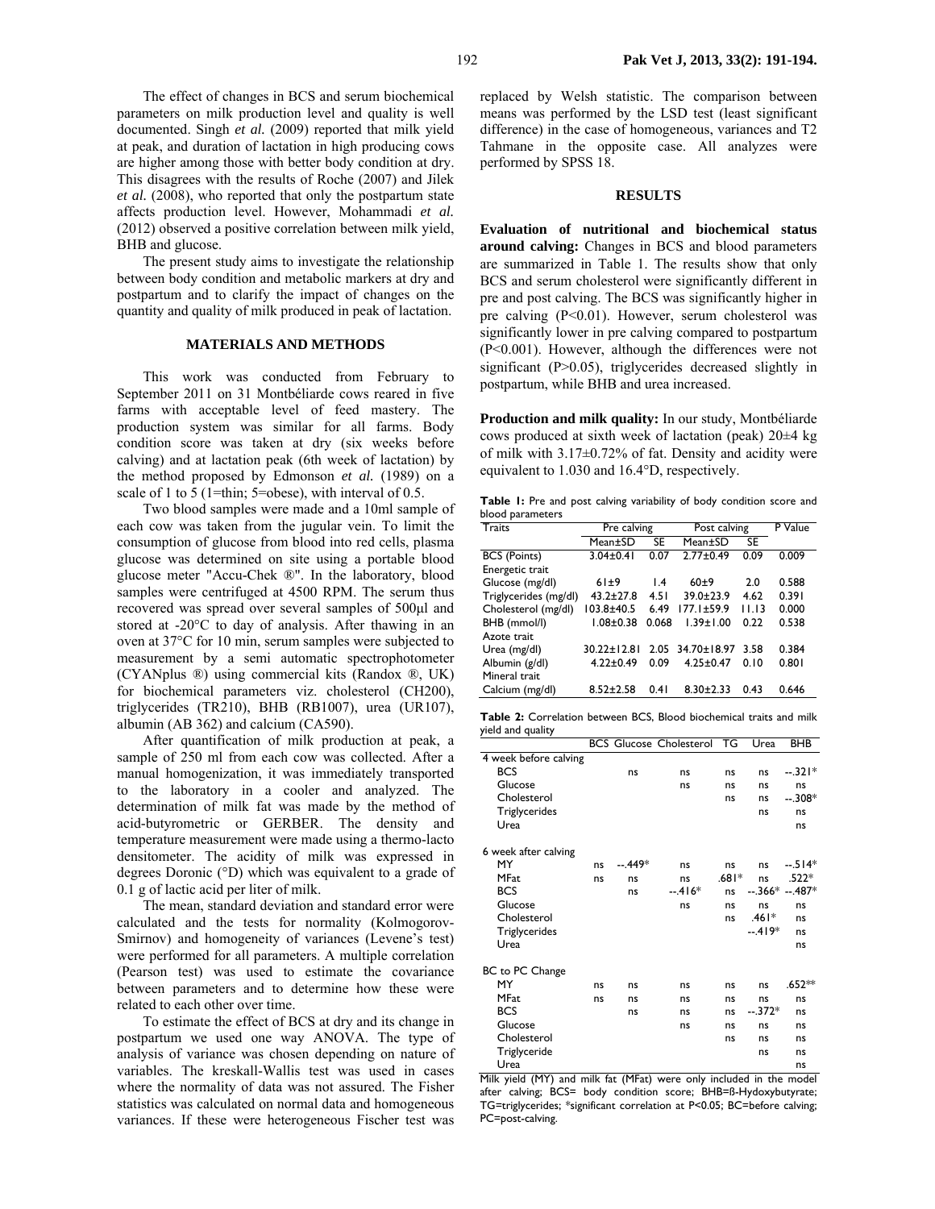The effect of changes in BCS and serum biochemical parameters on milk production level and quality is well documented. Singh *et al.* (2009) reported that milk yield at peak, and duration of lactation in high producing cows are higher among those with better body condition at dry. This disagrees with the results of Roche (2007) and Jilek *et al.* (2008), who reported that only the postpartum state affects production level. However, Mohammadi *et al.* (2012) observed a positive correlation between milk yield, BHB and glucose.

The present study aims to investigate the relationship between body condition and metabolic markers at dry and postpartum and to clarify the impact of changes on the quantity and quality of milk produced in peak of lactation.

## MATERIALS AND METHODS

This work was conducted from February to September 2011 on 31 Montbéliarde cows reared in five farms with acceptable level of feed mastery. The production system was similar for all farms. Body condition score was taken at dry (six weeks before calving) and at lactation peak (6th week of lactation) by the method proposed by Edmonson *et al.* (1989) on a scale of 1 to 5 (1=thin; 5=obese), with interval of 0.5.

Two blood samples were made and a 10ml sample of each cow was taken from the jugular vein. To limit the consumption of glucose from blood into red cells, plasma glucose was determined on site using a portable blood glucose meter "Accu-Chek ®". In the laboratory, blood samples were centrifuged at 4500 RPM. The serum thus recovered was spread over several samples of 500µl and stored at -20°C to day of analysis. After thawing in an oven at 37°C for 10 min, serum samples were subjected to measurement by a semi automatic spectrophotometer (CYANplus ®) using commercial kits (Randox ®, UK) for biochemical parameters viz. cholesterol (CH200), triglycerides (TR210), BHB (RB1007), urea (UR107), albumin (AB 362) and calcium (CA590).

After quantification of milk production at peak, a sample of 250 ml from each cow was collected. After a manual homogenization, it was immediately transported to the laboratory in a cooler and analyzed. The determination of milk fat was made by the method of acid-butyrometric or GERBER. The density and temperature measurement were made using a thermo-lacto densitometer. The acidity of milk was expressed in degrees Doronic (°D) which was equivalent to a grade of 0.1 g of lactic acid per liter of milk.

The mean, standard deviation and standard error were calculated and the tests for normality (Kolmogorov-Smirnov) and homogeneity of variances (Levene's test) were performed for all parameters. A multiple correlation (Pearson test) was used to estimate the covariance between parameters and to determine how these were related to each other over time.

To estimate the effect of BCS at dry and its change in postpartum we used one way ANOVA. The type of analysis of variance was chosen depending on nature of variables. The kreskall-Wallis test was used in cases where the normality of data was not assured. The Fisher statistics was calculated on normal data and homogeneous variances. If these were heterogeneous Fischer test was replaced by Welsh statistic. The comparison between means was performed by the LSD test (least significant difference) in the case of homogeneous, variances and T2 Tahmane in the opposite case. All analyzes were performed by SPSS 18.

## RESULTS

**Evaluation of nutritional and biochemical status around calving:** Changes in BCS and blood parameters are summarized in Table 1. The results show that only BCS and serum cholesterol were significantly different in pre and post calving. The BCS was significantly higher in pre calving ($P<0.01$). However, serum cholesterol was significantly lower in pre calving compared to postpartum ($P<0.001$). However, although the differences were not significant ($P>0.05$), triglycerides decreased slightly in postpartum, while BHB and urea increased.

**Production and milk quality:** In our study, Montbéliarde cows produced at sixth week of lactation (peak) 20±4 kg of milk with 3.17±0.72% of fat. Density and acidity were equivalent to 1.030 and 16.4°D, respectively.

**Table 1:** Pre and post calving variability of body condition score and blood parameters

| Traits | Pre calving | | Post calving | | P Value |
|---|---|---|---|---|---|
| | Mean±SD | SE | Mean±SD | SE | |
| BCS (Points) | 3.04±0.41 | 0.07 | 2.77±0.49 | 0.09 | 0.009 |
| Energetic trait | | | | | |
| Glucose (mg/dl) | 61±9 | 1.4 | 60±9 | 2.0 | 0.588 |
| Triglycerides (mg/dl) | 43.2±27.8 | 4.51 | 39.0±23.9 | 4.62 | 0.391 |
| Cholesterol (mg/dl) | 103.8±40.5 | 6.49 | 177.1±59.9 | 11.13 | 0.000 |
| BHB (mmol/l) | 1.08±0.38 | 0.068 | 1.39±1.00 | 0.22 | 0.538 |
| Azote trait | | | | | |
| Urea (mg/dl) | 30.22±12.81 | 2.05 | 34.70±18.97 | 3.58 | 0.384 |
| Albumin (g/dl) | 4.22±0.49 | 0.09 | 4.25±0.47 | 0.10 | 0.801 |
| Mineral trait | | | | | |
| Calcium (mg/dl) | 8.52±2.58 | 0.41 | 8.30±2.33 | 0.43 | 0.646 |

**Table 2:** Correlation between BCS, Blood biochemical traits and milk yield and quality

| | BCS | Glucose | Cholesterol | TG | Urea | BHB |
|---|---|---|---|---|---|---|
| 4 week before calving | | | | | | |
| BCS | | ns | ns | ns | ns | --.321* |
| Glucose | | | ns | ns | ns | ns |
| Cholesterol | | | | ns | ns | --.308* |
| Triglycerides | | | | | ns | ns |
| Urea | | | | | | ns |
| 6 week after calving | | | | | | |
| MY | ns | --.449* | ns | ns | ns | --.514* |
| MFat | ns | ns | ns | .681* | ns | .522* |
| BCS | | ns | --.416* | ns | --.366* | --.487* |
| Glucose | | | ns | ns | ns | ns |
| Cholesterol | | | | ns | .461* | ns |
| Triglycerides | | | | | --.419* | ns |
| Urea | | | | | | ns |
| BC to PC Change | | | | | | |
| MY | ns | ns | ns | ns | ns | .652** |
| MFat | ns | ns | ns | ns | ns | ns |
| BCS | | ns | ns | ns | --.372* | ns |
| Glucose | | | ns | ns | ns | ns |
| Cholesterol | | | | ns | ns | ns |
| Triglyceride | | | | | ns | ns |
| Urea | | | | | | ns |

Milk yield (MY) and milk fat (MFat) were only included in the model after calving; BCS= body condition score; BHB=ß-Hydoxybutyrate; TG=triglycerides; *significant correlation at $P<0.05$; BC=before calving; PC=post-calving.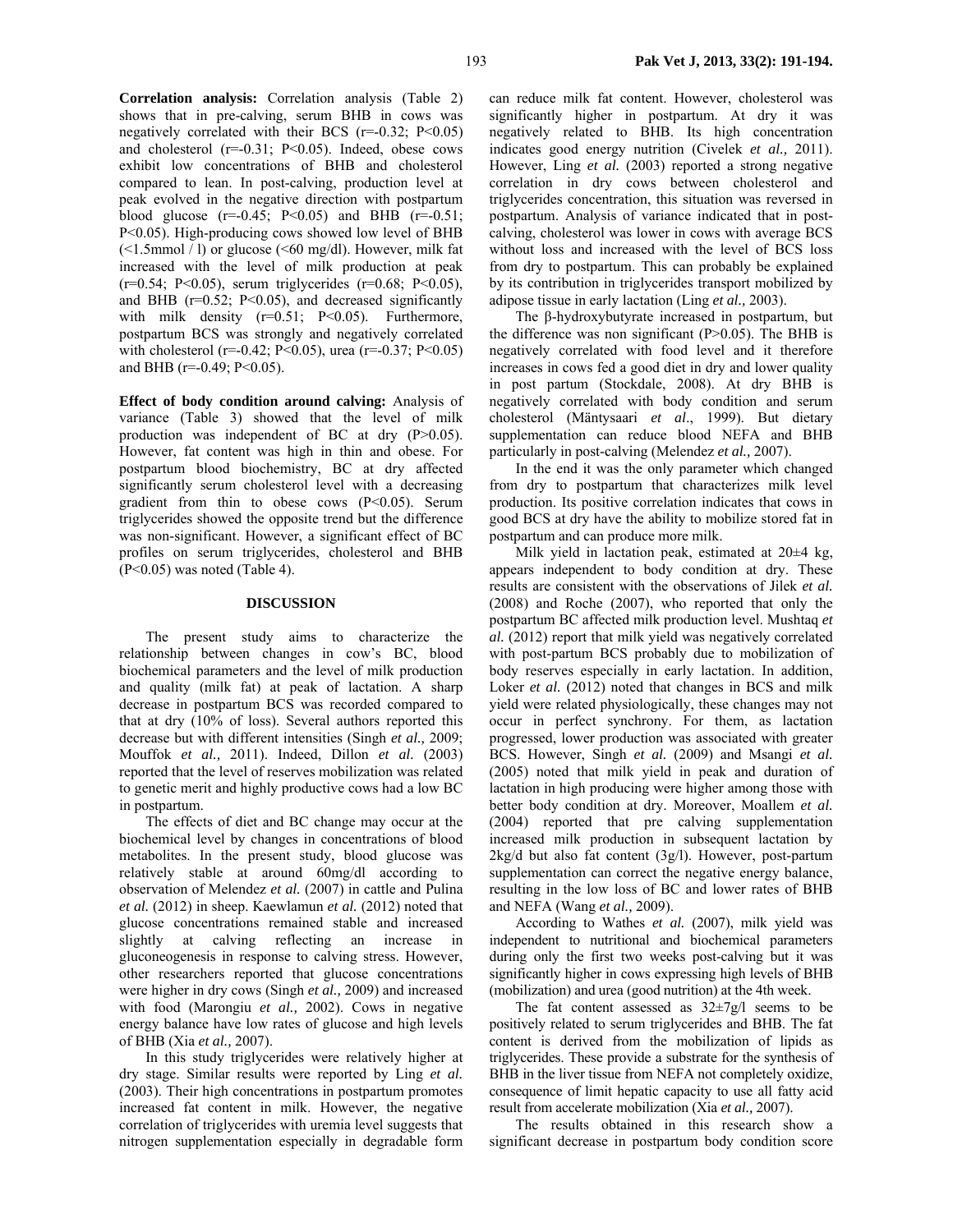**Correlation analysis:** Correlation analysis (Table 2) shows that in pre-calving, serum BHB in cows was negatively correlated with their BCS ($r=-0.32$; $P<0.05$) and cholesterol ($r=-0.31$; $P<0.05$). Indeed, obese cows exhibit low concentrations of BHB and cholesterol compared to lean. In post-calving, production level at peak evolved in the negative direction with postpartum blood glucose ($r=-0.45$; $P<0.05$) and BHB ($r=-0.51$; $P<0.05$). High-producing cows showed low level of BHB (<1.5mmol / l) or glucose (<60 mg/dl). However, milk fat increased with the level of milk production at peak ($r=0.54$; $P<0.05$), serum triglycerides ($r=0.68$; $P<0.05$), and BHB ($r=0.52$; $P<0.05$), and decreased significantly with milk density ($r=0.51$; $P<0.05$). Furthermore, postpartum BCS was strongly and negatively correlated with cholesterol ($r=-0.42$; $P<0.05$), urea ($r=-0.37$; $P<0.05$) and BHB ($r=-0.49$; $P<0.05$).

**Effect of body condition around calving:** Analysis of variance (Table 3) showed that the level of milk production was independent of BC at dry ($P>0.05$). However, fat content was high in thin and obese. For postpartum blood biochemistry, BC at dry affected significantly serum cholesterol level with a decreasing gradient from thin to obese cows ($P<0.05$). Serum triglycerides showed the opposite trend but the difference was non-significant. However, a significant effect of BC profiles on serum triglycerides, cholesterol and BHB ($P<0.05$) was noted (Table 4).

## DISCUSSION

The present study aims to characterize the relationship between changes in cow's BC, blood biochemical parameters and the level of milk production and quality (milk fat) at peak of lactation. A sharp decrease in postpartum BCS was recorded compared to that at dry (10% of loss). Several authors reported this decrease but with different intensities (Singh *et al.,* 2009; Mouffok *et al.,* 2011). Indeed, Dillon *et al.* (2003) reported that the level of reserves mobilization was related to genetic merit and highly productive cows had a low BC in postpartum.

The effects of diet and BC change may occur at the biochemical level by changes in concentrations of blood metabolites. In the present study, blood glucose was relatively stable at around 60mg/dl according to observation of Melendez *et al.* (2007) in cattle and Pulina *et al.* (2012) in sheep. Kaewlamun *et al.* (2012) noted that glucose concentrations remained stable and increased slightly at calving reflecting an increase in gluconeogenesis in response to calving stress. However, other researchers reported that glucose concentrations were higher in dry cows (Singh *et al.,* 2009) and increased with food (Marongiu *et al.,* 2002). Cows in negative energy balance have low rates of glucose and high levels of BHB (Xia *et al.,* 2007).

In this study triglycerides were relatively higher at dry stage. Similar results were reported by Ling *et al.* (2003). Their high concentrations in postpartum promotes increased fat content in milk. However, the negative correlation of triglycerides with uremia level suggests that nitrogen supplementation especially in degradable form can reduce milk fat content. However, cholesterol was significantly higher in postpartum. At dry it was negatively related to BHB. Its high concentration indicates good energy nutrition (Civelek *et al.,* 2011). However, Ling *et al.* (2003) reported a strong negative correlation in dry cows between cholesterol and triglycerides concentration, this situation was reversed in postpartum. Analysis of variance indicated that in post-calving, cholesterol was lower in cows with average BCS without loss and increased with the level of BCS loss from dry to postpartum. This can probably be explained by its contribution in triglycerides transport mobilized by adipose tissue in early lactation (Ling *et al.,* 2003).

The β-hydroxybutyrate increased in postpartum, but the difference was non significant ($P>0.05$). The BHB is negatively correlated with food level and it therefore increases in cows fed a good diet in dry and lower quality in post partum (Stockdale, 2008). At dry BHB is negatively correlated with body condition and serum cholesterol (Mäntysaari *et al*., 1999). But dietary supplementation can reduce blood NEFA and BHB particularly in post-calving (Melendez *et al.,* 2007).

In the end it was the only parameter which changed from dry to postpartum that characterizes milk level production. Its positive correlation indicates that cows in good BCS at dry have the ability to mobilize stored fat in postpartum and can produce more milk.

Milk yield in lactation peak, estimated at 20±4 kg, appears independent to body condition at dry. These results are consistent with the observations of Jilek *et al.* (2008) and Roche (2007), who reported that only the postpartum BC affected milk production level. Mushtaq *et al.* (2012) report that milk yield was negatively correlated with post-partum BCS probably due to mobilization of body reserves especially in early lactation. In addition, Loker *et al.* (2012) noted that changes in BCS and milk yield were related physiologically, these changes may not occur in perfect synchrony. For them, as lactation progressed, lower production was associated with greater BCS. However, Singh *et al.* (2009) and Msangi *et al.* (2005) noted that milk yield in peak and duration of lactation in high producing were higher among those with better body condition at dry. Moreover, Moallem *et al.* (2004) reported that pre calving supplementation increased milk production in subsequent lactation by 2kg/d but also fat content (3g/l). However, post-partum supplementation can correct the negative energy balance, resulting in the low loss of BC and lower rates of BHB and NEFA (Wang *et al.,* 2009).

According to Wathes *et al.* (2007), milk yield was independent to nutritional and biochemical parameters during only the first two weeks post-calving but it was significantly higher in cows expressing high levels of BHB (mobilization) and urea (good nutrition) at the 4th week.

The fat content assessed as 32±7g/l seems to be positively related to serum triglycerides and BHB. The fat content is derived from the mobilization of lipids as triglycerides. These provide a substrate for the synthesis of BHB in the liver tissue from NEFA not completely oxidize, consequence of limit hepatic capacity to use all fatty acid result from accelerate mobilization (Xia *et al.,* 2007).

The results obtained in this research show a significant decrease in postpartum body condition score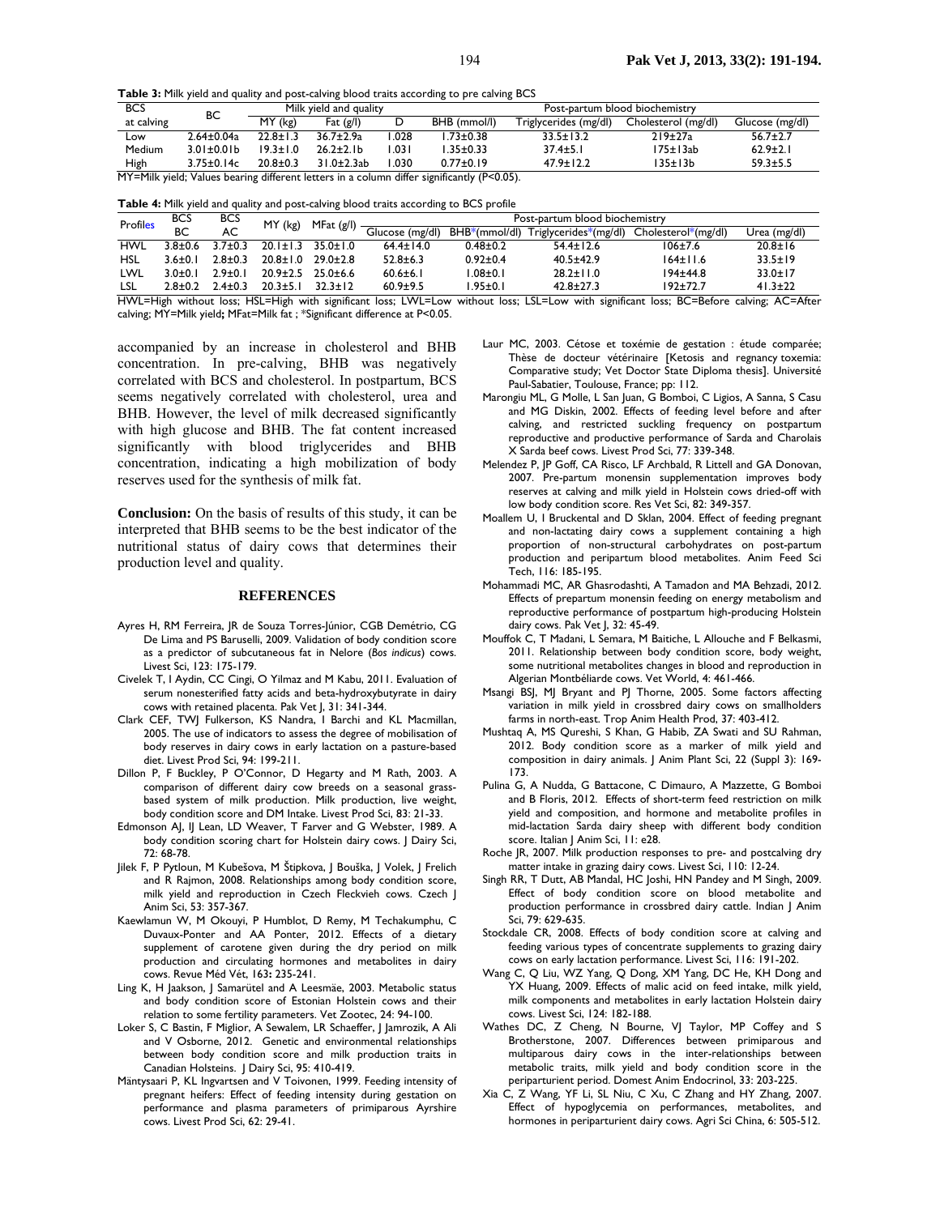**Table 3:** Milk yield and quality and post-calving blood traits according to pre calving BCS

| BCS at calving | BC | Milk yield and quality | | | Post-partum blood biochemistry | | | |
|---|---|---|---|---|---|---|---|---|
| | | MY (kg) | Fat (g/l) | D | BHB (mmol/l) | Triglycerides (mg/dl) | Cholesterol (mg/dl) | Glucose (mg/dl) |
| Low | 2.64±0.04a | 22.8±1.3 | 36.7±2.9a | 1.028 | 1.73±0.38 | 33.5±13.2 | 219±27a | 56.7±2.7 |
| Medium | 3.01±0.01b | 19.3±1.0 | 26.2±2.1b | 1.031 | 1.35±0.33 | 37.4±5.1 | 175±13ab | 62.9±2.1 |
| High | 3.75±0.14c | 20.8±0.3 | 31.0±2.3ab | 1.030 | 0.77±0.19 | 47.9±12.2 | 135±13b | 59.3±5.5 |

MY=Milk yield; Values bearing different letters in a column differ significantly (P<0.05).

**Table 4:** Milk yield and quality and post-calving blood traits according to BCS profile

| Profiles | BCS BC | BCS AC | MY (kg) | MFat (g/l) | Post-partum blood biochemistry | | | | |
|---|---|---|---|---|---|---|---|---|---|
| | | | | | Glucose (mg/dl) | BHB*(mmol/dl) | Triglycerides*(mg/dl) | Cholesterol*(mg/dl) | Urea (mg/dl) |
| HWL | 3.8±0.6 | 3.7±0.3 | 20.1±1.3 | 35.0±1.0 | 64.4±14.0 | 0.48±0.2 | 54.4±12.6 | 106±7.6 | 20.8±16 |
| HSL | 3.6±0.1 | 2.8±0.3 | 20.8±1.0 | 29.0±2.8 | 52.8±6.3 | 0.92±0.4 | 40.5±42.9 | 164±11.6 | 33.5±19 |
| LWL | 3.0±0.1 | 2.9±0.1 | 20.9±2.5 | 25.0±6.6 | 60.6±6.1 | 1.08±0.1 | 28.2±11.0 | 194±44.8 | 33.0±17 |
| LSL | 2.8±0.2 | 2.4±0.3 | 20.3±5.1 | 32.3±12 | 60.9±9.5 | 1.95±0.1 | 42.8±27.3 | 192±72.7 | 41.3±22 |

HWL=High without loss; HSL=High with significant loss; LWL=Low without loss; LSL=Low with significant loss; BC=Before calving; AC=After calving; MY=Milk yield; MFat=Milk fat ; *Significant difference at P<0.05.

accompanied by an increase in cholesterol and BHB concentration. In pre-calving, BHB was negatively correlated with BCS and cholesterol. In postpartum, BCS seems negatively correlated with cholesterol, urea and BHB. However, the level of milk decreased significantly with high glucose and BHB. The fat content increased significantly with blood triglycerides and BHB concentration, indicating a high mobilization of body reserves used for the synthesis of milk fat.

**Conclusion:** On the basis of results of this study, it can be interpreted that BHB seems to be the best indicator of the nutritional status of dairy cows that determines their production level and quality.

## REFERENCES

Ayres H, RM Ferreira, JR de Souza Torres-Júnior, CGB Demétrio, CG De Lima and PS Baruselli, 2009. Validation of body condition score as a predictor of subcutaneous fat in Nelore (*Bos indicus*) cows. Livest Sci, 123: 175-179.

Civelek T, I Aydin, CC Cingi, O Yilmaz and M Kabu, 2011. Evaluation of serum nonesterified fatty acids and beta-hydroxybutyrate in dairy cows with retained placenta. Pak Vet J, 31: 341-344.

Clark CEF, TWJ Fulkerson, KS Nandra, I Barchi and KL Macmillan, 2005. The use of indicators to assess the degree of mobilisation of body reserves in dairy cows in early lactation on a pasture-based diet. Livest Prod Sci, 94: 199-211.

Dillon P, F Buckley, P O'Connor, D Hegarty and M Rath, 2003. A comparison of different dairy cow breeds on a seasonal grass-based system of milk production. Milk production, live weight, body condition score and DM Intake. Livest Prod Sci, 83: 21-33.

Edmonson AJ, IJ Lean, LD Weaver, T Farver and G Webster, 1989. A body condition scoring chart for Holstein dairy cows. J Dairy Sci, 72: 68-78.

Jilek F, P Pytloun, M Kubešova, M Štipkova, J Bouška, J Volek, J Frelich and R Rajmon, 2008. Relationships among body condition score, milk yield and reproduction in Czech Fleckvieh cows. Czech J Anim Sci, 53: 357-367.

Kaewlamun W, M Okouyi, P Humblot, D Remy, M Techakumphu, C Duvaux-Ponter and AA Ponter, 2012. Effects of a dietary supplement of carotene given during the dry period on milk production and circulating hormones and metabolites in dairy cows. Revue Méd Vét, 163: 235-241.

Ling K, H Jaakson, J Samarütel and A Leesmäe, 2003. Metabolic status and body condition score of Estonian Holstein cows and their relation to some fertility parameters. Vet Zootec, 24: 94-100.

Loker S, C Bastin, F Miglior, A Sewalem, LR Schaeffer, J Jamrozik, A Ali and V Osborne, 2012. Genetic and environmental relationships between body condition score and milk production traits in Canadian Holsteins. J Dairy Sci, 95: 410-419.

Mäntysaari P, KL Ingvartsen and V Toivonen, 1999. Feeding intensity of pregnant heifers: Effect of feeding intensity during gestation on performance and plasma parameters of primiparous Ayrshire cows. Livest Prod Sci, 62: 29-41.

Laur MC, 2003. Cétose et toxémie de gestation : étude comparée; Thèse de docteur vétérinaire [Ketosis and regnancy toxemia: Comparative study; Vet Doctor State Diploma thesis]. Université Paul-Sabatier, Toulouse, France; pp: 112.

Marongiu ML, G Molle, L San Juan, G Bomboi, C Ligios, A Sanna, S Casu and MG Diskin, 2002. Effects of feeding level before and after calving, and restricted suckling frequency on postpartum reproductive and productive performance of Sarda and Charolais X Sarda beef cows. Livest Prod Sci, 77: 339-348.

Melendez P, JP Goff, CA Risco, LF Archbald, R Littell and GA Donovan, 2007. Pre-partum monensin supplementation improves body reserves at calving and milk yield in Holstein cows dried-off with low body condition score. Res Vet Sci, 82: 349-357.

Moallem U, I Bruckental and D Sklan, 2004. Effect of feeding pregnant and non-lactating dairy cows a supplement containing a high proportion of non-structural carbohydrates on post-partum production and peripartum blood metabolites. Anim Feed Sci Tech, 116: 185-195.

Mohammadi MC, AR Ghasrodashti, A Tamadon and MA Behzadi, 2012. Effects of prepartum monensin feeding on energy metabolism and reproductive performance of postpartum high-producing Holstein dairy cows. Pak Vet J, 32: 45-49.

Mouffok C, T Madani, L Semara, M Baitiche, L Allouche and F Belkasmi, 2011. Relationship between body condition score, body weight, some nutritional metabolites changes in blood and reproduction in Algerian Montbéliarde cows. Vet World, 4: 461-466.

Msangi BSJ, MJ Bryant and PJ Thorne, 2005. Some factors affecting variation in milk yield in crossbred dairy cows on smallholders farms in north-east. Trop Anim Health Prod, 37: 403-412.

Mushtaq A, MS Qureshi, S Khan, G Habib, ZA Swati and SU Rahman, 2012. Body condition score as a marker of milk yield and composition in dairy animals. J Anim Plant Sci, 22 (Suppl 3): 169-173.

Pulina G, A Nudda, G Battacone, C Dimauro, A Mazzette, G Bomboi and B Floris, 2012. Effects of short-term feed restriction on milk yield and composition, and hormone and metabolite profiles in mid-lactation Sarda dairy sheep with different body condition score. Italian J Anim Sci, 11: e28.

Roche JR, 2007. Milk production responses to pre- and postcalving dry matter intake in grazing dairy cows. Livest Sci, 110: 12-24.

Singh RR, T Dutt, AB Mandal, HC Joshi, HN Pandey and M Singh, 2009. Effect of body condition score on blood metabolite and production performance in crossbred dairy cattle. Indian J Anim Sci, 79: 629-635.

Stockdale CR, 2008. Effects of body condition score at calving and feeding various types of concentrate supplements to grazing dairy cows on early lactation performance. Livest Sci, 116: 191-202.

Wang C, Q Liu, WZ Yang, Q Dong, XM Yang, DC He, KH Dong and YX Huang, 2009. Effects of malic acid on feed intake, milk yield, milk components and metabolites in early lactation Holstein dairy cows. Livest Sci, 124: 182-188.

Wathes DC, Z Cheng, N Bourne, VJ Taylor, MP Coffey and S Brotherstone, 2007. Differences between primiparous and multiparous dairy cows in the inter-relationships between metabolic traits, milk yield and body condition score in the periparturient period. Domest Anim Endocrinol, 33: 203-225.

Xia C, Z Wang, YF Li, SL Niu, C Xu, C Zhang and HY Zhang, 2007. Effect of hypoglycemia on performances, metabolites, and hormones in periparturient dairy cows. Agri Sci China, 6: 505-512.